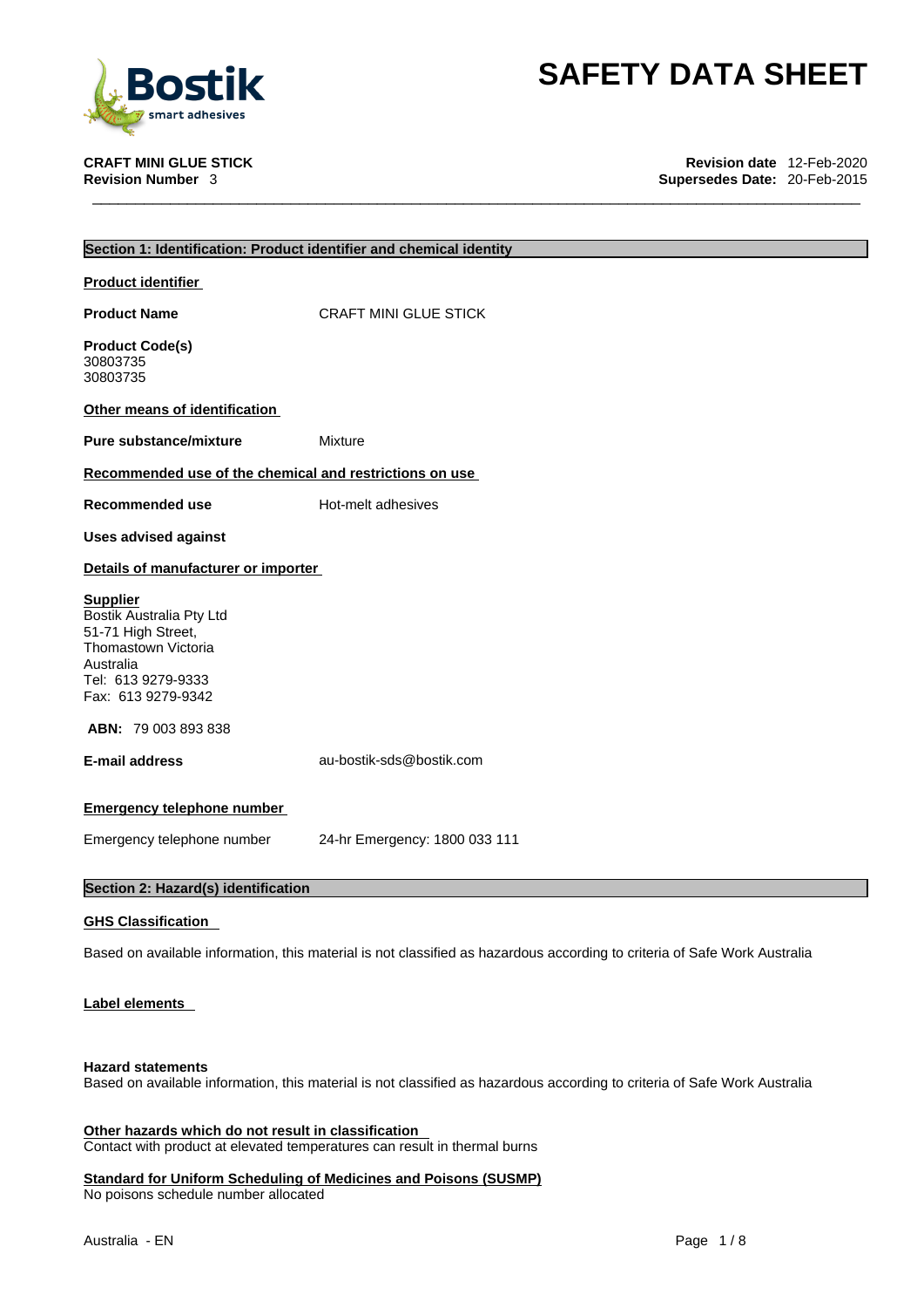# SAFETY DATA SHEET

**CRAFT MINI GLUE STICK**
**Revision Number** 3

**Revision date** 12-Feb-2020
**Supersedes Date:** 20-Feb-2015

## Section 1: Identification: Product identifier and chemical identity

### Product identifier

**Product Name** CRAFT MINI GLUE STICK

**Product Code(s)**
30803735
30803735

### Other means of identification

**Pure substance/mixture** Mixture

### Recommended use of the chemical and restrictions on use

**Recommended use** Hot-melt adhesives

**Uses advised against**

### Details of manufacturer or importer

**Supplier**
Bostik Australia Pty Ltd
51-71 High Street,
Thomastown Victoria
Australia
Tel: 613 9279-9333
Fax: 613 9279-9342

**ABN:** 79 003 893 838

**E-mail address** au-bostik-sds@bostik.com

### Emergency telephone number

Emergency telephone number 24-hr Emergency: 1800 033 111

## Section 2: Hazard(s) identification

### GHS Classification

Based on available information, this material is not classified as hazardous according to criteria of Safe Work Australia

### Label elements

**Hazard statements**
Based on available information, this material is not classified as hazardous according to criteria of Safe Work Australia

### Other hazards which do not result in classification

Contact with product at elevated temperatures can result in thermal burns

### Standard for Uniform Scheduling of Medicines and Poisons (SUSMP)

No poisons schedule number allocated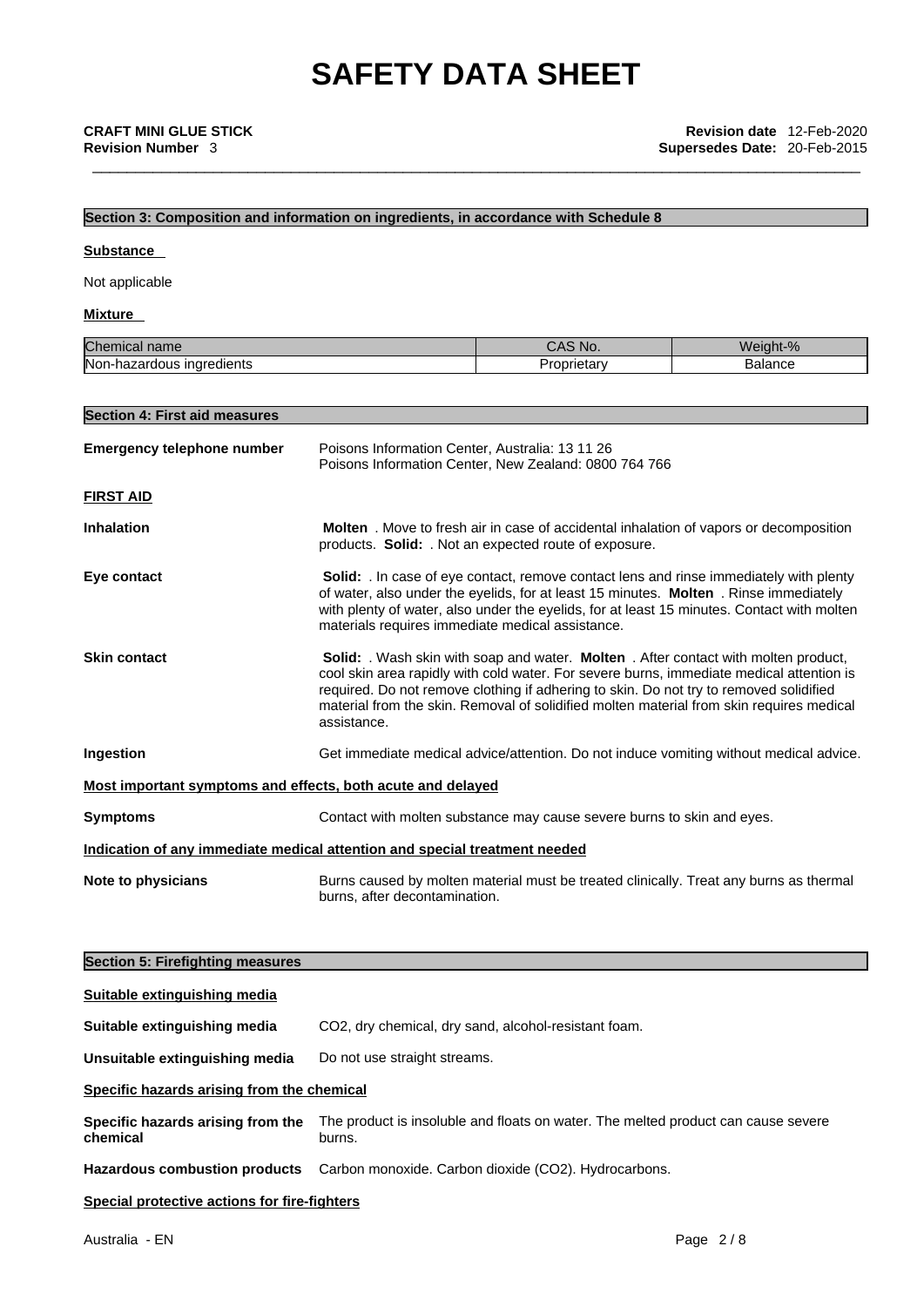# SAFETY DATA SHEET

**CRAFT MINI GLUE STICK** **Revision date** 12-Feb-2020
**Revision Number** 3 **Supersedes Date:** 20-Feb-2015

## Section 3: Composition and information on ingredients, in accordance with Schedule 8

**Substance**

Not applicable

**Mixture**

| Chemical name | CAS No. | Weight-% |
|---|---|---|
| Non-hazardous ingredients | Proprietary | Balance |

## Section 4: First aid measures

**Emergency telephone number** Poisons Information Center, Australia: 13 11 26
Poisons Information Center, New Zealand: 0800 764 766

**FIRST AID**

**Inhalation** **Molten** . Move to fresh air in case of accidental inhalation of vapors or decomposition products. **Solid:** . Not an expected route of exposure.

**Eye contact** **Solid:** . In case of eye contact, remove contact lens and rinse immediately with plenty of water, also under the eyelids, for at least 15 minutes. **Molten** . Rinse immediately with plenty of water, also under the eyelids, for at least 15 minutes. Contact with molten materials requires immediate medical assistance.

**Skin contact** **Solid:** . Wash skin with soap and water. **Molten** . After contact with molten product, cool skin area rapidly with cold water. For severe burns, immediate medical attention is required. Do not remove clothing if adhering to skin. Do not try to removed solidified material from the skin. Removal of solidified molten material from skin requires medical assistance.

**Ingestion** Get immediate medical advice/attention. Do not induce vomiting without medical advice.

**Most important symptoms and effects, both acute and delayed**

**Symptoms** Contact with molten substance may cause severe burns to skin and eyes.

**Indication of any immediate medical attention and special treatment needed**

**Note to physicians** Burns caused by molten material must be treated clinically. Treat any burns as thermal burns, after decontamination.

## Section 5: Firefighting measures

**Suitable extinguishing media**

**Suitable extinguishing media** $CO_2$, dry chemical, dry sand, alcohol-resistant foam.

**Unsuitable extinguishing media** Do not use straight streams.

**Specific hazards arising from the chemical**

**Specific hazards arising from the chemical** The product is insoluble and floats on water. The melted product can cause severe burns.

**Hazardous combustion products** Carbon monoxide. Carbon dioxide ($CO_2$). Hydrocarbons.

**Special protective actions for fire-fighters**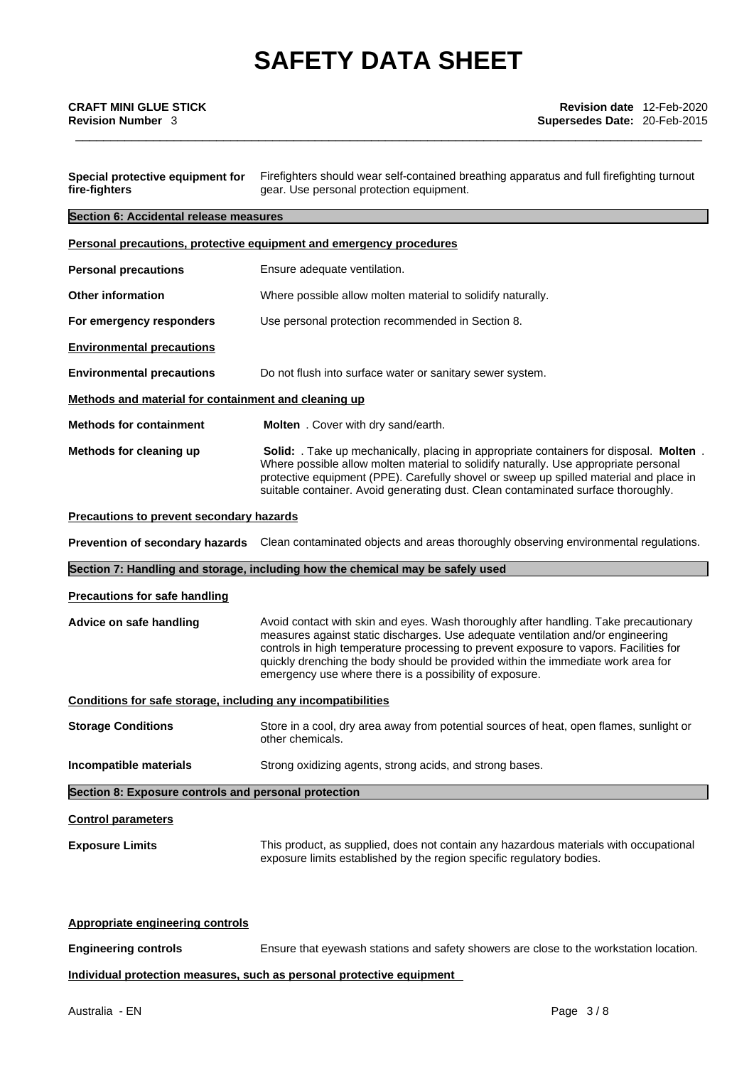**Special protective equipment for fire-fighters** Firefighters should wear self-contained breathing apparatus and full firefighting turnout gear. Use personal protection equipment.

## Section 6: Accidental release measures

### Personal precautions, protective equipment and emergency procedures

**Personal precautions** Ensure adequate ventilation.

**Other information** Where possible allow molten material to solidify naturally.

**For emergency responders** Use personal protection recommended in Section 8.

### Environmental precautions

**Environmental precautions** Do not flush into surface water or sanitary sewer system.

### Methods and material for containment and cleaning up

**Methods for containment** **Molten** . Cover with dry sand/earth.

**Methods for cleaning up** **Solid:** . Take up mechanically, placing in appropriate containers for disposal. **Molten** . Where possible allow molten material to solidify naturally. Use appropriate personal protective equipment (PPE). Carefully shovel or sweep up spilled material and place in suitable container. Avoid generating dust. Clean contaminated surface thoroughly.

### Precautions to prevent secondary hazards

**Prevention of secondary hazards** Clean contaminated objects and areas thoroughly observing environmental regulations.

## Section 7: Handling and storage, including how the chemical may be safely used

### Precautions for safe handling

**Advice on safe handling** Avoid contact with skin and eyes. Wash thoroughly after handling. Take precautionary measures against static discharges. Use adequate ventilation and/or engineering controls in high temperature processing to prevent exposure to vapors. Facilities for quickly drenching the body should be provided within the immediate work area for emergency use where there is a possibility of exposure.

### Conditions for safe storage, including any incompatibilities

**Storage Conditions** Store in a cool, dry area away from potential sources of heat, open flames, sunlight or other chemicals.

**Incompatible materials** Strong oxidizing agents, strong acids, and strong bases.

## Section 8: Exposure controls and personal protection

### Control parameters

**Exposure Limits** This product, as supplied, does not contain any hazardous materials with occupational exposure limits established by the region specific regulatory bodies.

### Appropriate engineering controls

**Engineering controls** Ensure that eyewash stations and safety showers are close to the workstation location.

### Individual protection measures, such as personal protective equipment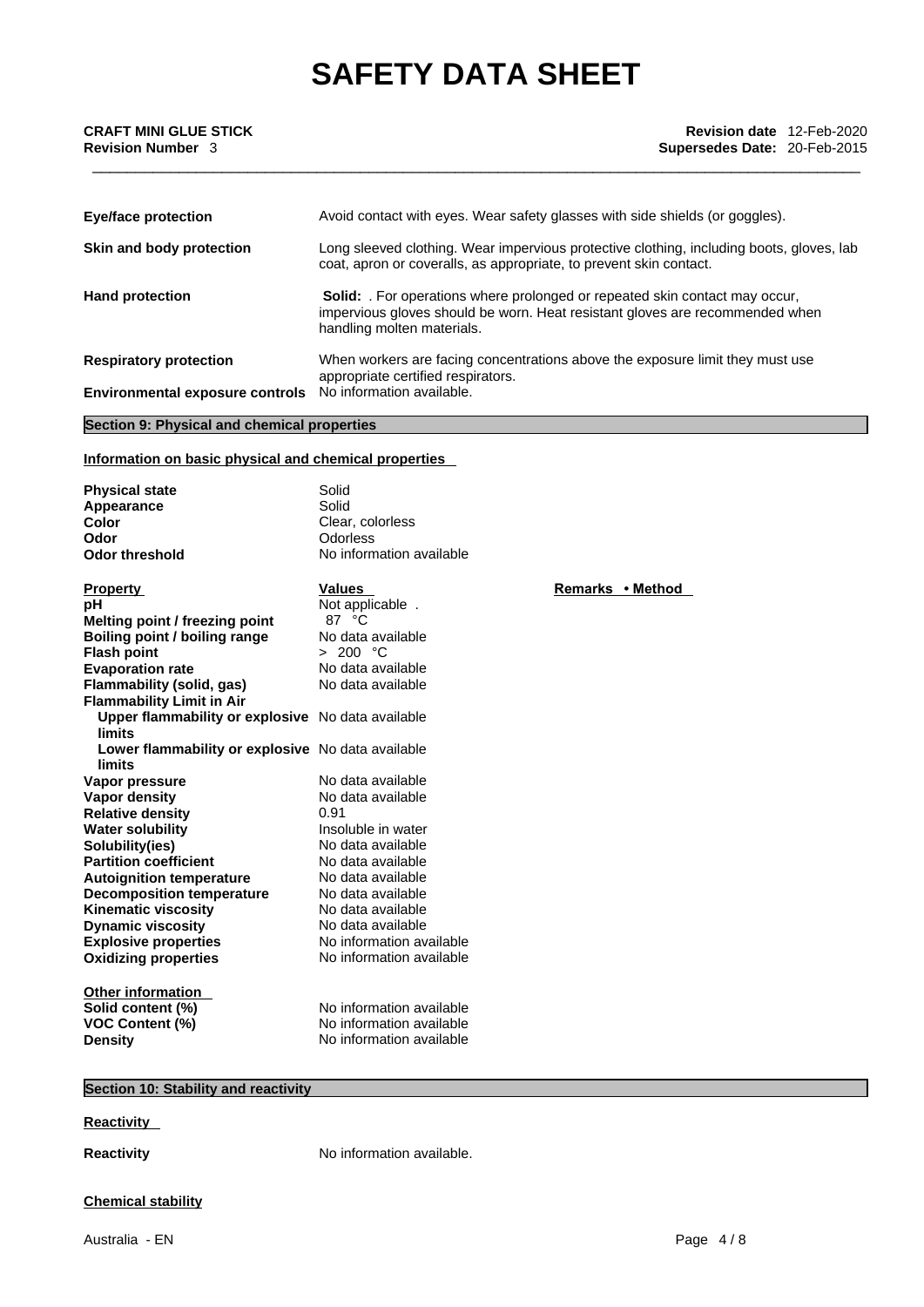| | |
|---|---|
| **Eye/face protection** | Avoid contact with eyes. Wear safety glasses with side shields (or goggles). |
| **Skin and body protection** | Long sleeved clothing. Wear impervious protective clothing, including boots, gloves, lab coat, apron or coveralls, as appropriate, to prevent skin contact. |
| **Hand protection** | **Solid:** . For operations where prolonged or repeated skin contact may occur, impervious gloves should be worn. Heat resistant gloves are recommended when handling molten materials. |
| **Respiratory protection** | When workers are facing concentrations above the exposure limit they must use appropriate certified respirators. |
| **Environmental exposure controls** | No information available. |

## Section 9: Physical and chemical properties

### Information on basic physical and chemical properties

| | |
|---|---|
| **Physical state** | Solid |
| **Appearance** | Solid |
| **Color** | Clear, colorless |
| **Odor** | Odorless |
| **Odor threshold** | No information available |

| Property | Values | Remarks • Method |
|---|---|---|
| **pH** | Not applicable . | |
| **Melting point / freezing point** | 87 °C | |
| **Boiling point / boiling range** | No data available | |
| **Flash point** | > 200 °C | |
| **Evaporation rate** | No data available | |
| **Flammability (solid, gas)** | No data available | |
| **Flammability Limit in Air** | | |
| **Upper flammability or explosive limits** | No data available | |
| **Lower flammability or explosive limits** | No data available | |
| **Vapor pressure** | No data available | |
| **Vapor density** | No data available | |
| **Relative density** | 0.91 | |
| **Water solubility** | Insoluble in water | |
| **Solubility(ies)** | No data available | |
| **Partition coefficient** | No data available | |
| **Autoignition temperature** | No data available | |
| **Decomposition temperature** | No data available | |
| **Kinematic viscosity** | No data available | |
| **Dynamic viscosity** | No data available | |
| **Explosive properties** | No information available | |
| **Oxidizing properties** | No information available | |

**Other information**

| | |
|---|---|
| **Solid content (%)** | No information available |
| **VOC Content (%)** | No information available |
| **Density** | No information available |

## Section 10: Stability and reactivity

### Reactivity

**Reactivity** No information available.

### Chemical stability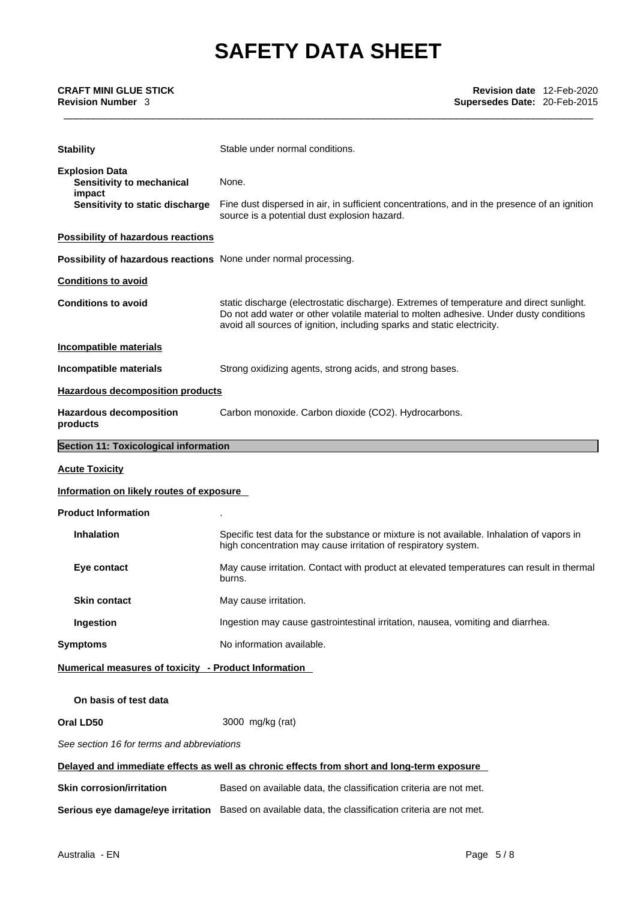**Stability** Stable under normal conditions.

**Explosion Data**

**Sensitivity to mechanical impact** None.

**Sensitivity to static discharge** Fine dust dispersed in air, in sufficient concentrations, and in the presence of an ignition source is a potential dust explosion hazard.

**Possibility of hazardous reactions**

**Possibility of hazardous reactions** None under normal processing.

**Conditions to avoid**

**Conditions to avoid** static discharge (electrostatic discharge). Extremes of temperature and direct sunlight. Do not add water or other volatile material to molten adhesive. Under dusty conditions avoid all sources of ignition, including sparks and static electricity.

**Incompatible materials**

**Incompatible materials** Strong oxidizing agents, strong acids, and strong bases.

**Hazardous decomposition products**

**Hazardous decomposition products** Carbon monoxide. Carbon dioxide ($CO_2$). Hydrocarbons.

## Section 11: Toxicological information

**Acute Toxicity**

**Information on likely routes of exposure**

**Product Information** .

**Inhalation** Specific test data for the substance or mixture is not available. Inhalation of vapors in high concentration may cause irritation of respiratory system.

**Eye contact** May cause irritation. Contact with product at elevated temperatures can result in thermal burns.

**Skin contact** May cause irritation.

**Ingestion** Ingestion may cause gastrointestinal irritation, nausea, vomiting and diarrhea.

**Symptoms** No information available.

**Numerical measures of toxicity - Product Information**

**On basis of test data**

**Oral LD50** 3000 mg/kg (rat)

*See section 16 for terms and abbreviations*

**Delayed and immediate effects as well as chronic effects from short and long-term exposure**

**Skin corrosion/irritation** Based on available data, the classification criteria are not met.

**Serious eye damage/eye irritation** Based on available data, the classification criteria are not met.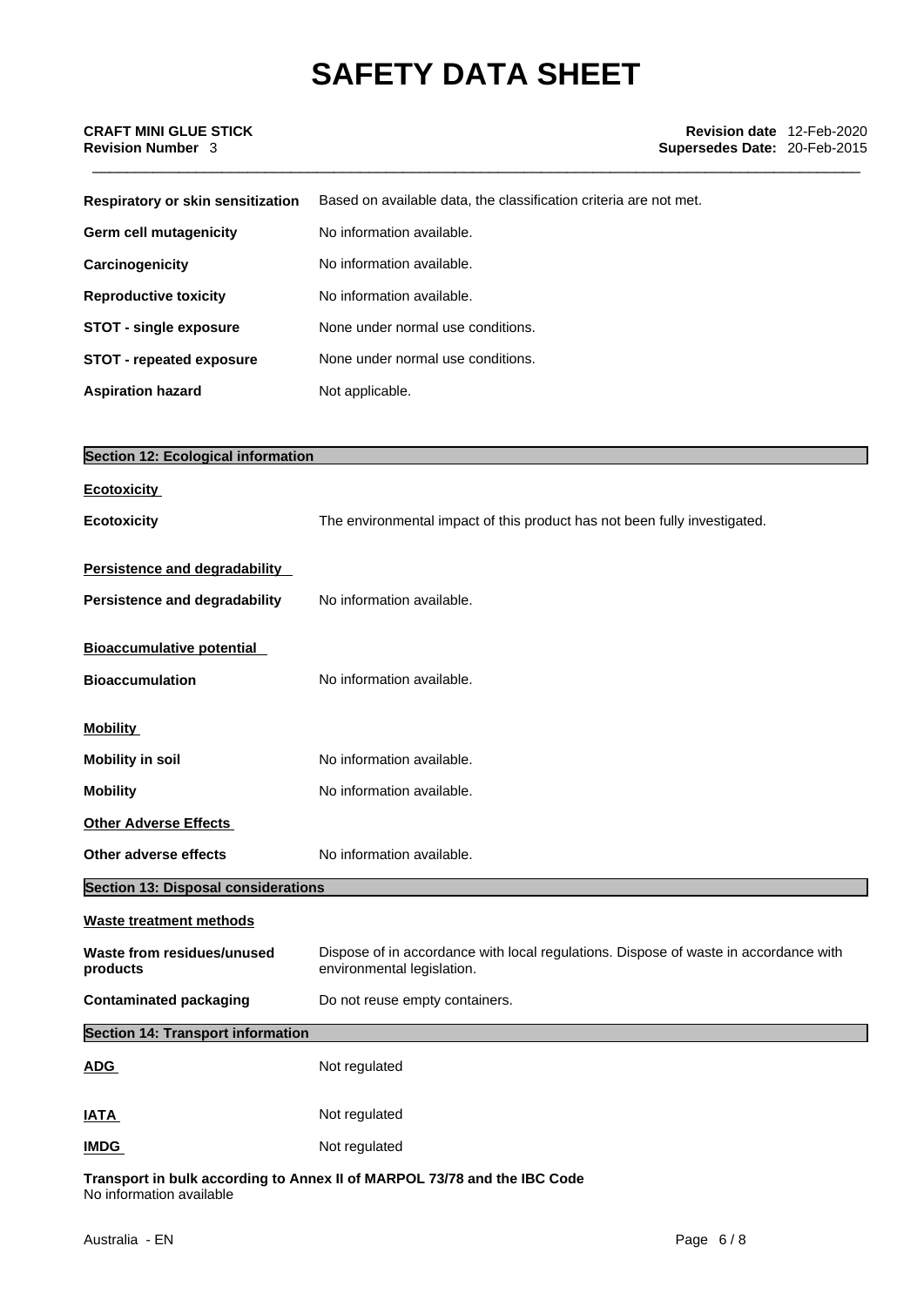| | |
|---|---|
| **Respiratory or skin sensitization** | Based on available data, the classification criteria are not met. |
| **Germ cell mutagenicity** | No information available. |
| **Carcinogenicity** | No information available. |
| **Reproductive toxicity** | No information available. |
| **STOT - single exposure** | None under normal use conditions. |
| **STOT - repeated exposure** | None under normal use conditions. |
| **Aspiration hazard** | Not applicable. |

## Section 12: Ecological information

**Ecotoxicity**

| | |
|---|---|
| **Ecotoxicity** | The environmental impact of this product has not been fully investigated. |

**Persistence and degradability**

| | |
|---|---|
| **Persistence and degradability** | No information available. |

**Bioaccumulative potential**

| | |
|---|---|
| **Bioaccumulation** | No information available. |

**Mobility**

| | |
|---|---|
| **Mobility in soil** | No information available. |
| **Mobility** | No information available. |

**Other Adverse Effects**

| | |
|---|---|
| **Other adverse effects** | No information available. |

## Section 13: Disposal considerations

**Waste treatment methods**

| | |
|---|---|
| **Waste from residues/unused products** | Dispose of in accordance with local regulations. Dispose of waste in accordance with environmental legislation. |
| **Contaminated packaging** | Do not reuse empty containers. |

## Section 14: Transport information

| | |
|---|---|
| **ADG** | Not regulated |
| **IATA** | Not regulated |
| **IMDG** | Not regulated |

**Transport in bulk according to Annex II of MARPOL 73/78 and the IBC Code**
No information available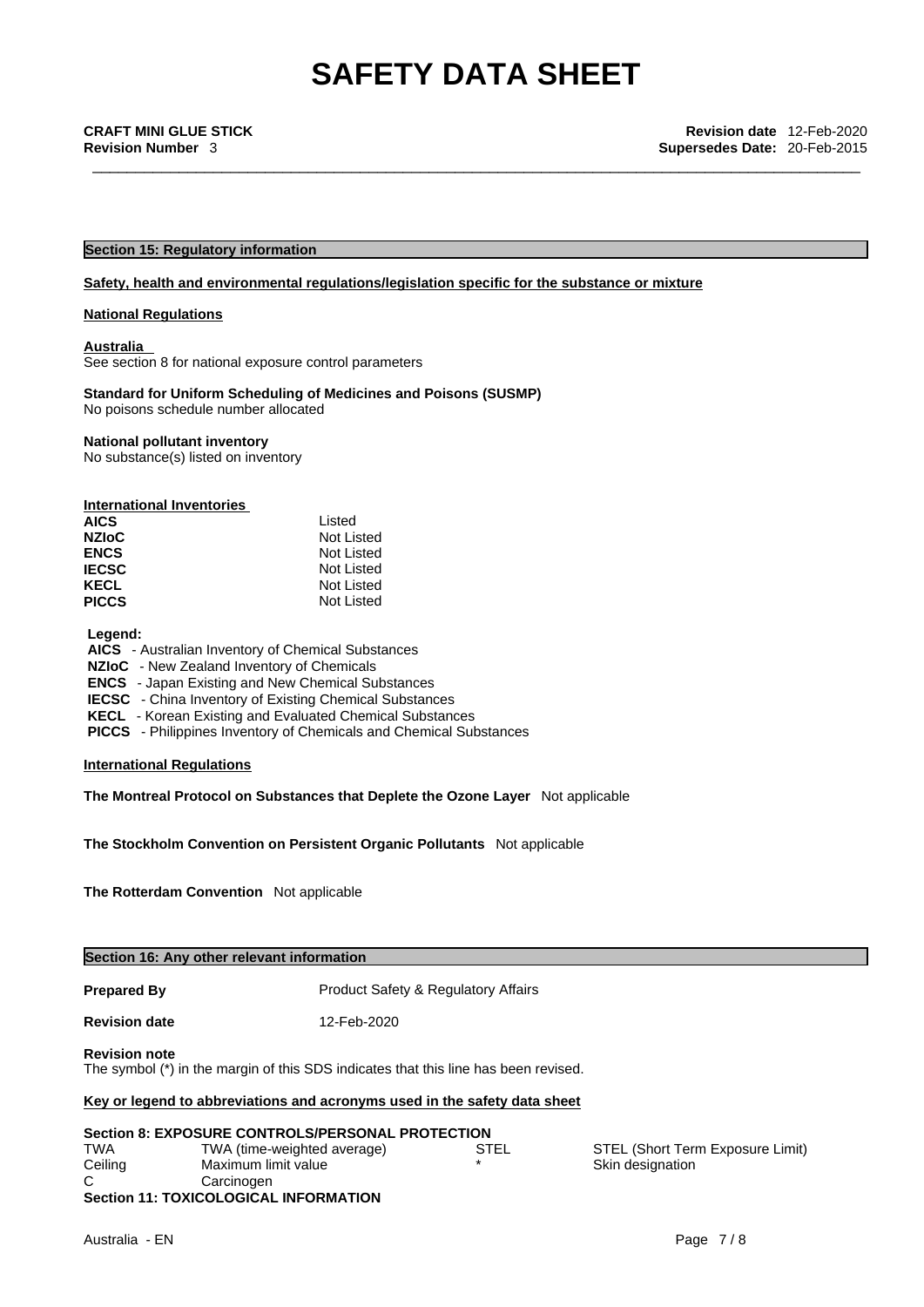# SAFETY DATA SHEET

**CRAFT MINI GLUE STICK**
**Revision Number** 3

**Revision date** 12-Feb-2020
**Supersedes Date:** 20-Feb-2015

## Section 15: Regulatory information

**Safety, health and environmental regulations/legislation specific for the substance or mixture**

**National Regulations**

**Australia**
See section 8 for national exposure control parameters

**Standard for Uniform Scheduling of Medicines and Poisons (SUSMP)**
No poisons schedule number allocated

**National pollutant inventory**
No substance(s) listed on inventory

**International Inventories**

| | |
|---|---|
| **AICS** | Listed |
| **NZIoC** | Not Listed |
| **ENCS** | Not Listed |
| **IECSC** | Not Listed |
| **KECL** | Not Listed |
| **PICCS** | Not Listed |

**Legend:**
**AICS** - Australian Inventory of Chemical Substances
**NZIoC** - New Zealand Inventory of Chemicals
**ENCS** - Japan Existing and New Chemical Substances
**IECSC** - China Inventory of Existing Chemical Substances
**KECL** - Korean Existing and Evaluated Chemical Substances
**PICCS** - Philippines Inventory of Chemicals and Chemical Substances

**International Regulations**

**The Montreal Protocol on Substances that Deplete the Ozone Layer** Not applicable

**The Stockholm Convention on Persistent Organic Pollutants** Not applicable

**The Rotterdam Convention** Not applicable

## Section 16: Any other relevant information

**Prepared By** Product Safety & Regulatory Affairs

**Revision date** 12-Feb-2020

**Revision note**
The symbol (*) in the margin of this SDS indicates that this line has been revised.

**Key or legend to abbreviations and acronyms used in the safety data sheet**

**Section 8: EXPOSURE CONTROLS/PERSONAL PROTECTION**

| | | | |
|---|---|---|---|
| TWA | TWA (time-weighted average) | STEL | STEL (Short Term Exposure Limit) |
| Ceiling | Maximum limit value | * | Skin designation |
| C | Carcinogen | | |

**Section 11: TOXICOLOGICAL INFORMATION**

Australia - EN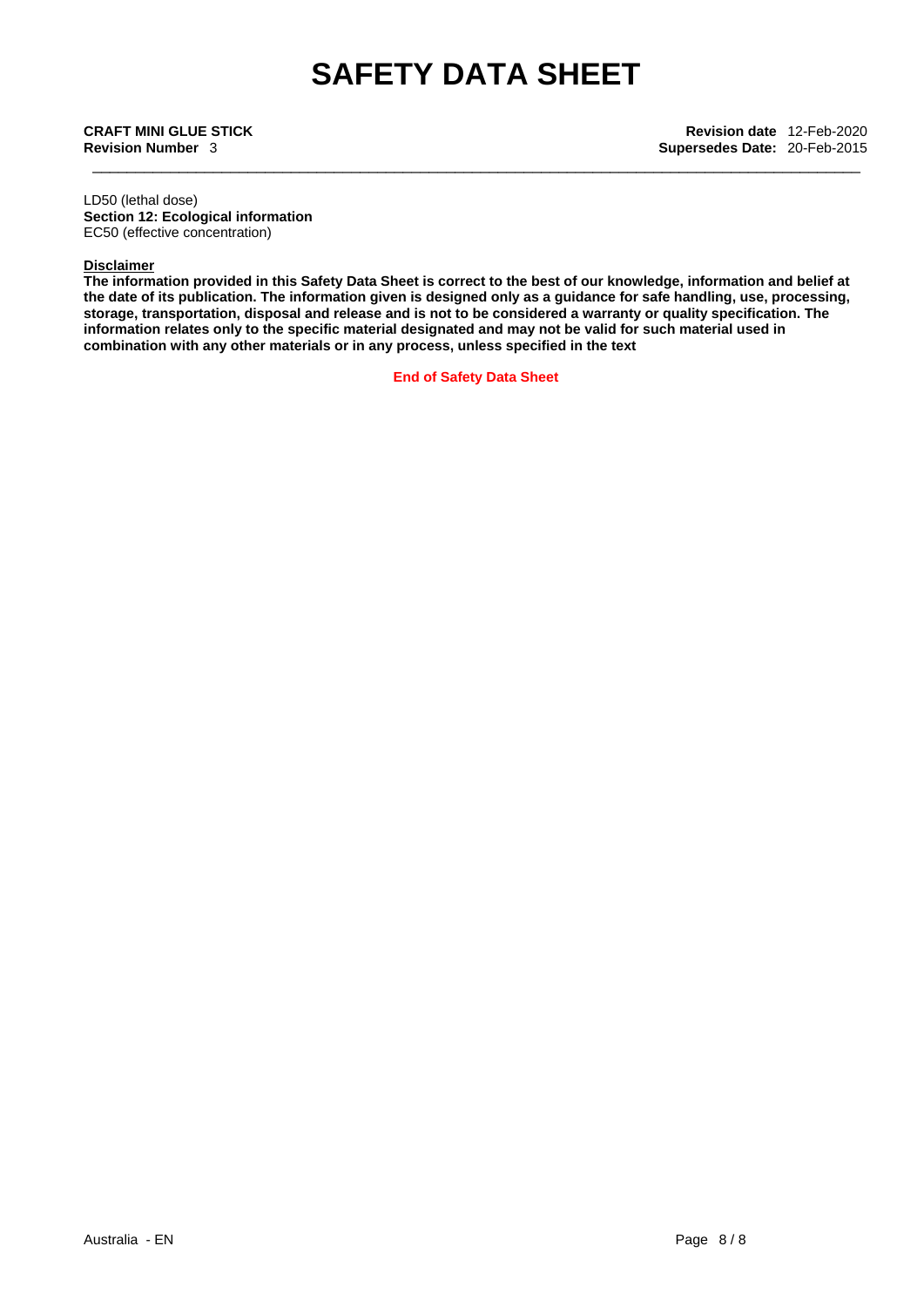LD50 (lethal dose)
**Section 12: Ecological information**
EC50 (effective concentration)

**Disclaimer**

**The information provided in this Safety Data Sheet is correct to the best of our knowledge, information and belief at the date of its publication. The information given is designed only as a guidance for safe handling, use, processing, storage, transportation, disposal and release and is not to be considered a warranty or quality specification. The information relates only to the specific material designated and may not be valid for such material used in combination with any other materials or in any process, unless specified in the text**

**End of Safety Data Sheet**